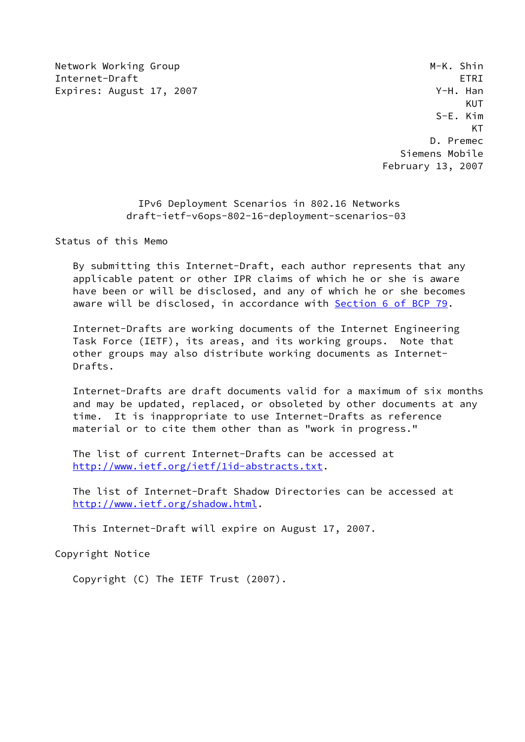Network Working Group M-K. Shin
Internet-Draft ETRI
Expires: August 17, 2007 Y-H. Han
KUT
S-E. Kim
KT
D. Premec
Siemens Mobile
February 13, 2007

# IPv6 Deployment Scenarios in 802.16 Networks
draft-ietf-v6ops-802-16-deployment-scenarios-03

## Status of this Memo

By submitting this Internet-Draft, each author represents that any applicable patent or other IPR claims of which he or she is aware have been or will be disclosed, and any of which he or she becomes aware will be disclosed, in accordance with Section 6 of BCP 79.

Internet-Drafts are working documents of the Internet Engineering Task Force (IETF), its areas, and its working groups. Note that other groups may also distribute working documents as Internet-Drafts.

Internet-Drafts are draft documents valid for a maximum of six months and may be updated, replaced, or obsoleted by other documents at any time. It is inappropriate to use Internet-Drafts as reference material or to cite them other than as "work in progress."

The list of current Internet-Drafts can be accessed at http://www.ietf.org/ietf/1id-abstracts.txt.

The list of Internet-Draft Shadow Directories can be accessed at http://www.ietf.org/shadow.html.

This Internet-Draft will expire on August 17, 2007.

## Copyright Notice

Copyright (C) The IETF Trust (2007).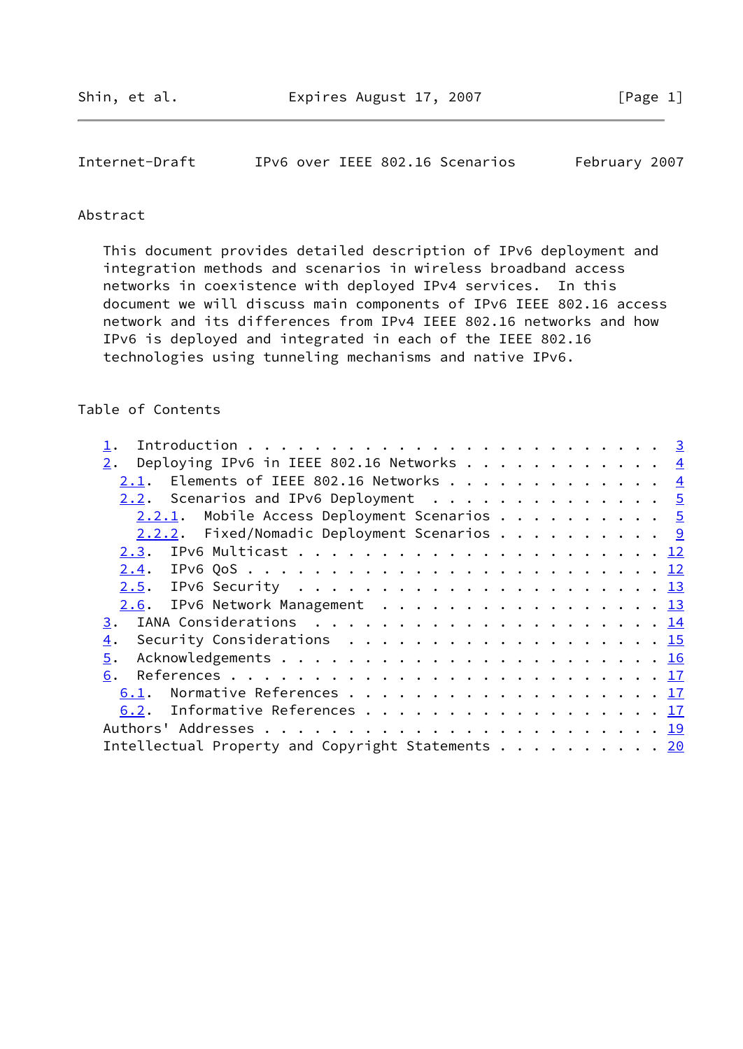## Abstract

This document provides detailed description of IPv6 deployment and integration methods and scenarios in wireless broadband access networks in coexistence with deployed IPv4 services. In this document we will discuss main components of IPv6 IEEE 802.16 access network and its differences from IPv4 IEEE 802.16 networks and how IPv6 is deployed and integrated in each of the IEEE 802.16 technologies using tunneling mechanisms and native IPv6.

## Table of Contents

```
   1.  Introduction . . . . . . . . . . . . . . . . . . . . . . . .  3
   2.  Deploying IPv6 in IEEE 802.16 Networks . . . . . . . . . . .  4
     2.1.  Elements of IEEE 802.16 Networks . . . . . . . . . . . .  4
     2.2.  Scenarios and IPv6 Deployment  . . . . . . . . . . . . .  5
       2.2.1.  Mobile Access Deployment Scenarios . . . . . . . . .  5
       2.2.2.  Fixed/Nomadic Deployment Scenarios . . . . . . . . .  9
     2.3.  IPv6 Multicast . . . . . . . . . . . . . . . . . . . . . 12
     2.4.  IPv6 QoS . . . . . . . . . . . . . . . . . . . . . . . . 12
     2.5.  IPv6 Security  . . . . . . . . . . . . . . . . . . . . . 13
     2.6.  IPv6 Network Management  . . . . . . . . . . . . . . . . 13
   3.  IANA Considerations  . . . . . . . . . . . . . . . . . . . . 14
   4.  Security Considerations  . . . . . . . . . . . . . . . . . . 15
   5.  Acknowledgements . . . . . . . . . . . . . . . . . . . . . . 16
   6.  References . . . . . . . . . . . . . . . . . . . . . . . . . 17
     6.1.  Normative References . . . . . . . . . . . . . . . . . . 17
     6.2.  Informative References . . . . . . . . . . . . . . . . . 17
   Authors' Addresses . . . . . . . . . . . . . . . . . . . . . . . 19
   Intellectual Property and Copyright Statements . . . . . . . . . 20
```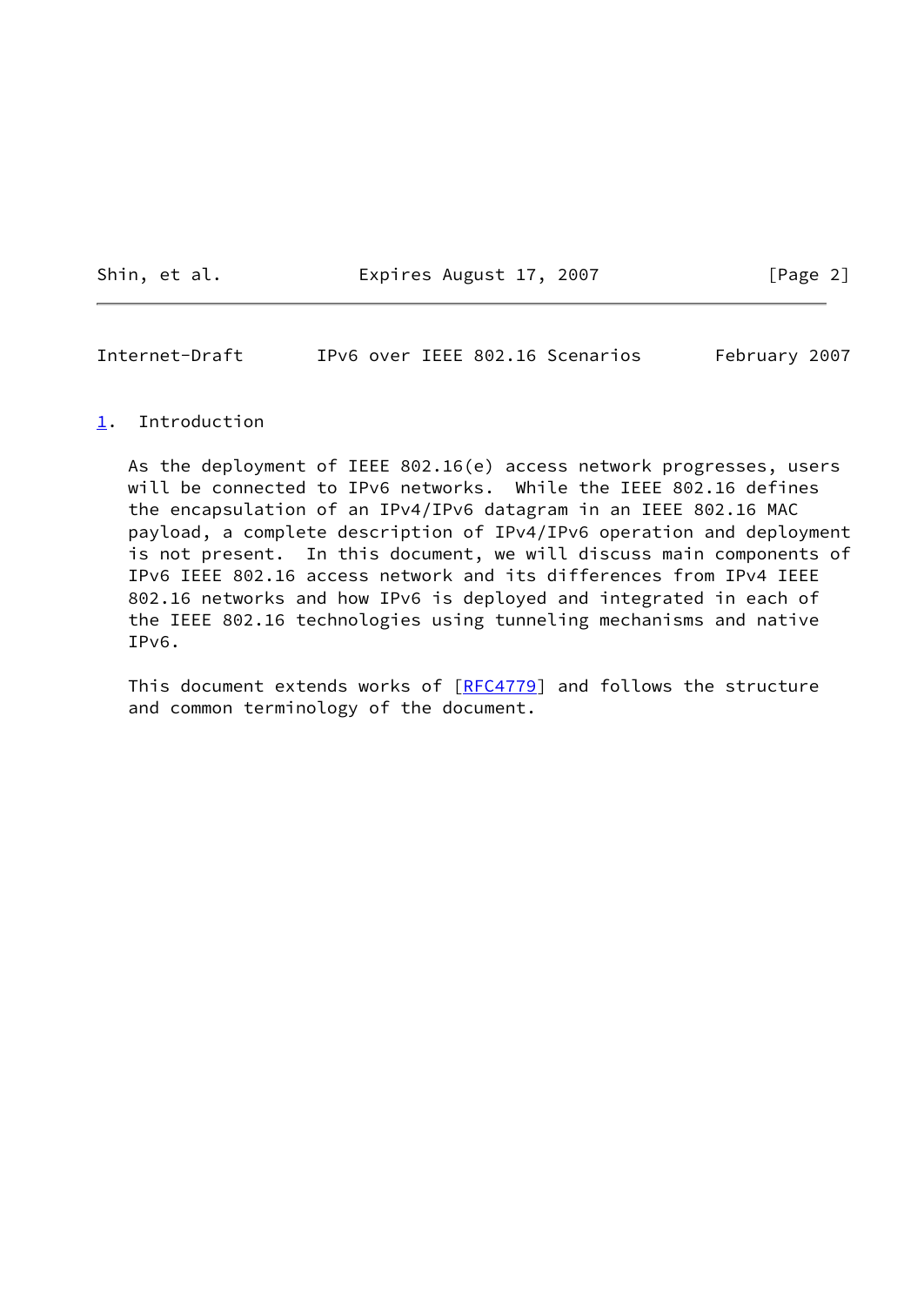# 1. Introduction

As the deployment of IEEE 802.16(e) access network progresses, users will be connected to IPv6 networks. While the IEEE 802.16 defines the encapsulation of an IPv4/IPv6 datagram in an IEEE 802.16 MAC payload, a complete description of IPv4/IPv6 operation and deployment is not present. In this document, we will discuss main components of IPv6 IEEE 802.16 access network and its differences from IPv4 IEEE 802.16 networks and how IPv6 is deployed and integrated in each of the IEEE 802.16 technologies using tunneling mechanisms and native IPv6.

This document extends works of [RFC4779] and follows the structure and common terminology of the document.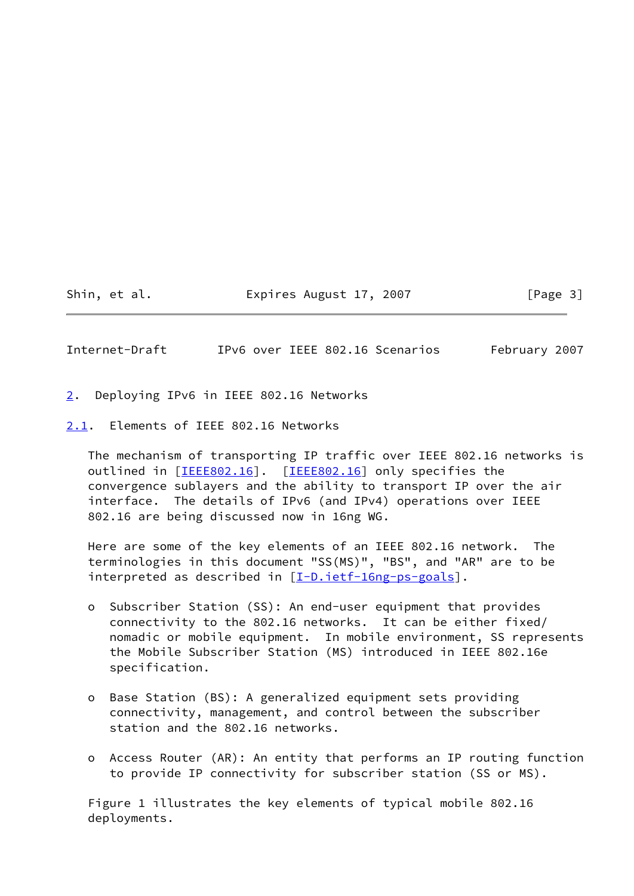## 2. Deploying IPv6 in IEEE 802.16 Networks

### 2.1. Elements of IEEE 802.16 Networks

The mechanism of transporting IP traffic over IEEE 802.16 networks is outlined in [IEEE802.16]. [IEEE802.16] only specifies the convergence sublayers and the ability to transport IP over the air interface. The details of IPv6 (and IPv4) operations over IEEE 802.16 are being discussed now in 16ng WG.

Here are some of the key elements of an IEEE 802.16 network. The terminologies in this document "SS(MS)", "BS", and "AR" are to be interpreted as described in [I-D.ietf-16ng-ps-goals].

- Subscriber Station (SS): An end-user equipment that provides connectivity to the 802.16 networks. It can be either fixed/nomadic or mobile equipment. In mobile environment, SS represents the Mobile Subscriber Station (MS) introduced in IEEE 802.16e specification.

- Base Station (BS): A generalized equipment sets providing connectivity, management, and control between the subscriber station and the 802.16 networks.

- Access Router (AR): An entity that performs an IP routing function to provide IP connectivity for subscriber station (SS or MS).

Figure 1 illustrates the key elements of typical mobile 802.16 deployments.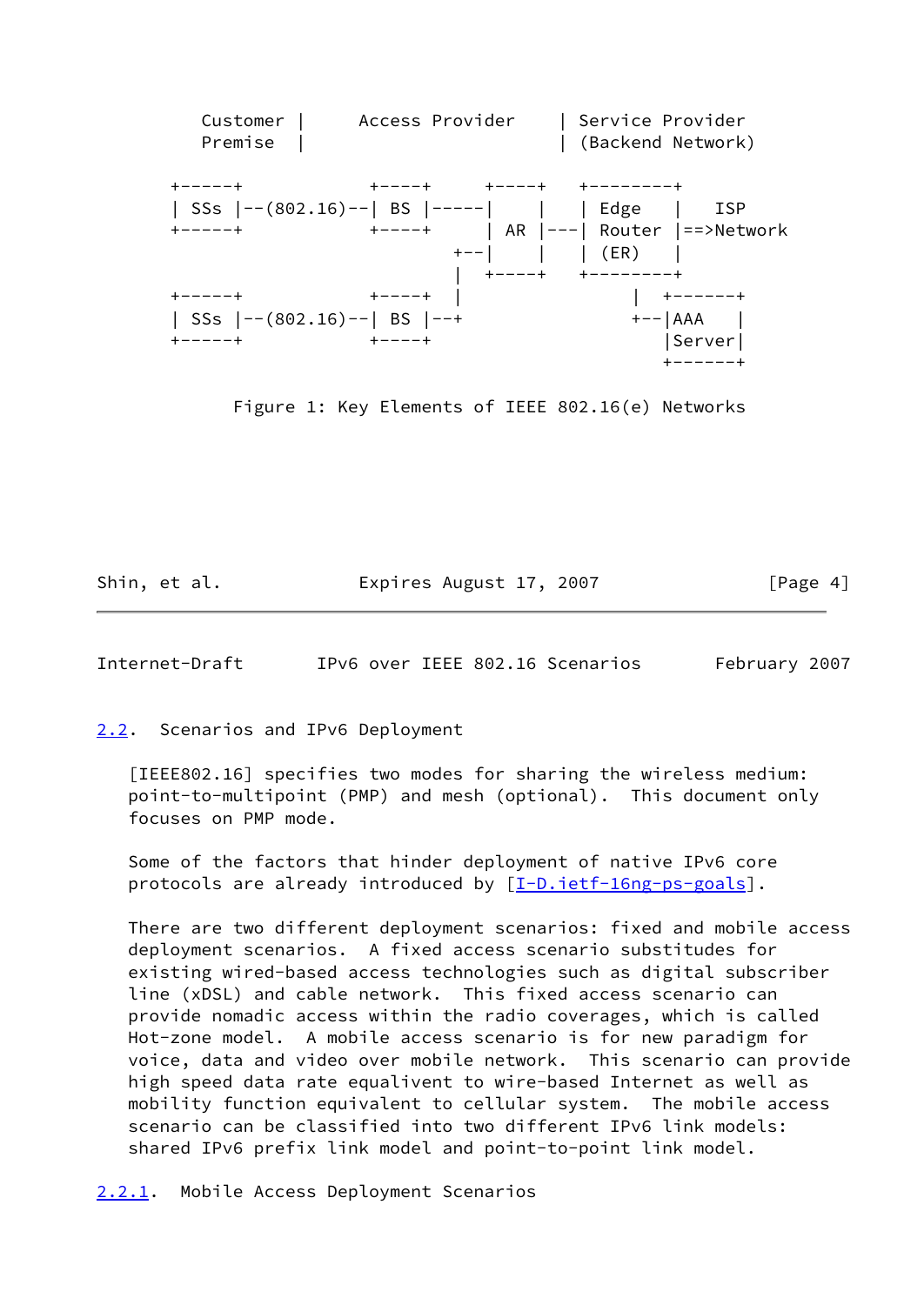```
      Customer |      Access Provider     | Service Provider
      Premise  |                          | (Backend Network)

    +------+            +----+      +----+    +--------+
    | SSs  |--(802.16)--| BS |-----|    |    | Edge   |    ISP
    +------+            +----+      | AR |---| Router |==>Network
                                 +--|    |    | (ER)   |
                                 |  +----+    +--------+
    +------+            +----+   |                |  +------+
    | SSs  |--(802.16)--| BS |--+                 +--|AAA   |
    +------+            +----+                       |Server|
                                                     +------+

            Figure 1: Key Elements of IEEE 802.16(e) Networks
```

## 2.2. Scenarios and IPv6 Deployment

[IEEE802.16] specifies two modes for sharing the wireless medium: point-to-multipoint (PMP) and mesh (optional). This document only focuses on PMP mode.

Some of the factors that hinder deployment of native IPv6 core protocols are already introduced by [I-D.ietf-16ng-ps-goals].

There are two different deployment scenarios: fixed and mobile access deployment scenarios. A fixed access scenario substitudes for existing wired-based access technologies such as digital subscriber line (xDSL) and cable network. This fixed access scenario can provide nomadic access within the radio coverages, which is called Hot-zone model. A mobile access scenario is for new paradigm for voice, data and video over mobile network. This scenario can provide high speed data rate equalivent to wire-based Internet as well as mobility function equivalent to cellular system. The mobile access scenario can be classified into two different IPv6 link models: shared IPv6 prefix link model and point-to-point link model.

### 2.2.1. Mobile Access Deployment Scenarios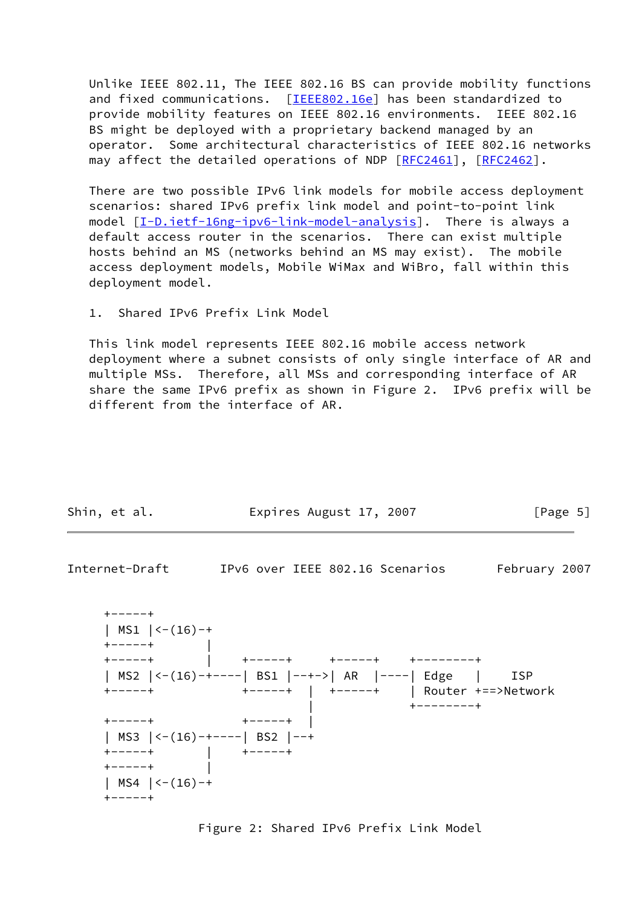Unlike IEEE 802.11, The IEEE 802.16 BS can provide mobility functions and fixed communications. [IEEE802.16e] has been standardized to provide mobility features on IEEE 802.16 environments. IEEE 802.16 BS might be deployed with a proprietary backend managed by an operator. Some architectural characteristics of IEEE 802.16 networks may affect the detailed operations of NDP [RFC2461], [RFC2462].

There are two possible IPv6 link models for mobile access deployment scenarios: shared IPv6 prefix link model and point-to-point link model [I-D.ietf-16ng-ipv6-link-model-analysis]. There is always a default access router in the scenarios. There can exist multiple hosts behind an MS (networks behind an MS may exist). The mobile access deployment models, Mobile WiMax and WiBro, fall within this deployment model.

1. Shared IPv6 Prefix Link Model

This link model represents IEEE 802.16 mobile access network deployment where a subnet consists of only single interface of AR and multiple MSs. Therefore, all MSs and corresponding interface of AR share the same IPv6 prefix as shown in Figure 2. IPv6 prefix will be different from the interface of AR.

```
+-----+
| MS1 |<-(16)-+
+-----+       |
+-----+       |     +-----+     +-----+    +---------+
| MS2 |<-(16)-+----| BS1 |--+->| AR  |----| Edge    |    ISP
+-----+            +-----+  |  +-----+    | Router +==>Network
                            |             +---------+
+-----+            +-----+  |
| MS3 |<-(16)-+----| BS2 |--+
+-----+       |     +-----+
+-----+       |
| MS4 |<-(16)-+
+-----+
```

Figure 2: Shared IPv6 Prefix Link Model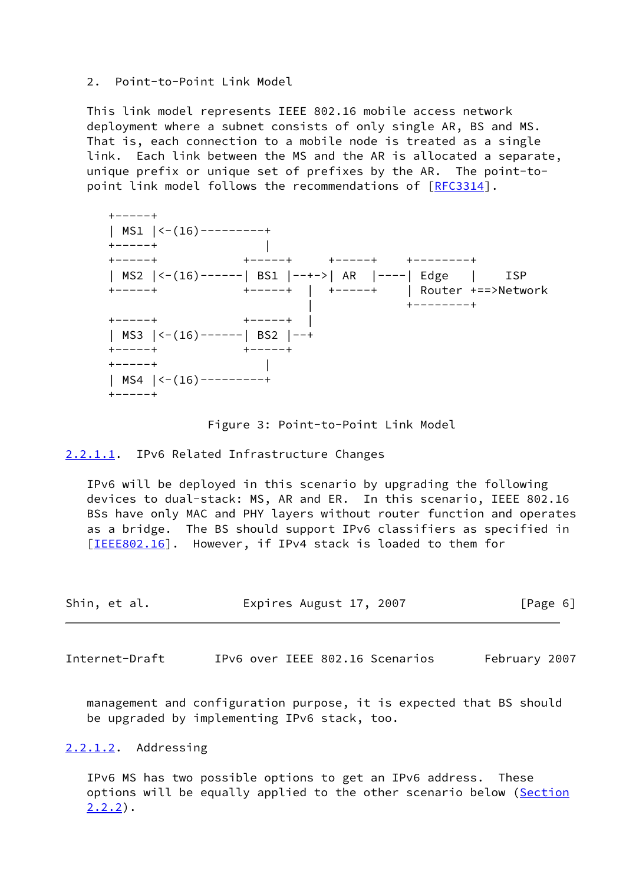## 2. Point-to-Point Link Model

This link model represents IEEE 802.16 mobile access network deployment where a subnet consists of only single AR, BS and MS. That is, each connection to a mobile node is treated as a single link. Each link between the MS and the AR is allocated a separate, unique prefix or unique set of prefixes by the AR. The point-to-point link model follows the recommendations of [RFC3314].

```
+-----+
| MS1 |<-(16)---------+
+-----+               |
+-----+            +-----+     +-----+    +---------+
| MS2 |<-(16)------| BS1 |--+->| AR  |----| Edge    |     ISP
+-----+            +-----+  |  +-----+    | Router +==>Network
                            |             +---------+
+-----+            +-----+  |
| MS3 |<-(16)------| BS2 |--+
+-----+            +-----+
+-----+               |
| MS4 |<-(16)---------+
+-----+
```

Figure 3: Point-to-Point Link Model

### 2.2.1.1. IPv6 Related Infrastructure Changes

IPv6 will be deployed in this scenario by upgrading the following devices to dual-stack: MS, AR and ER. In this scenario, IEEE 802.16 BSs have only MAC and PHY layers without router function and operates as a bridge. The BS should support IPv6 classifiers as specified in [IEEE802.16]. However, if IPv4 stack is loaded to them for management and configuration purpose, it is expected that BS should be upgraded by implementing IPv6 stack, too.

### 2.2.1.2. Addressing

IPv6 MS has two possible options to get an IPv6 address. These options will be equally applied to the other scenario below (Section 2.2.2).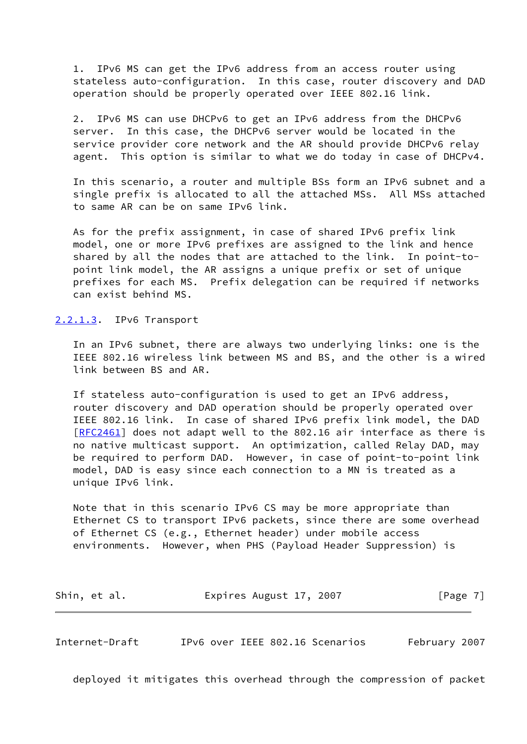1. IPv6 MS can get the IPv6 address from an access router using stateless auto-configuration. In this case, router discovery and DAD operation should be properly operated over IEEE 802.16 link.

2. IPv6 MS can use DHCPv6 to get an IPv6 address from the DHCPv6 server. In this case, the DHCPv6 server would be located in the service provider core network and the AR should provide DHCPv6 relay agent. This option is similar to what we do today in case of DHCPv4.

In this scenario, a router and multiple BSs form an IPv6 subnet and a single prefix is allocated to all the attached MSs. All MSs attached to same AR can be on same IPv6 link.

As for the prefix assignment, in case of shared IPv6 prefix link model, one or more IPv6 prefixes are assigned to the link and hence shared by all the nodes that are attached to the link. In point-to-point link model, the AR assigns a unique prefix or set of unique prefixes for each MS. Prefix delegation can be required if networks can exist behind MS.

### 2.2.1.3. IPv6 Transport

In an IPv6 subnet, there are always two underlying links: one is the IEEE 802.16 wireless link between MS and BS, and the other is a wired link between BS and AR.

If stateless auto-configuration is used to get an IPv6 address, router discovery and DAD operation should be properly operated over IEEE 802.16 link. In case of shared IPv6 prefix link model, the DAD [RFC2461] does not adapt well to the 802.16 air interface as there is no native multicast support. An optimization, called Relay DAD, may be required to perform DAD. However, in case of point-to-point link model, DAD is easy since each connection to a MN is treated as a unique IPv6 link.

Note that in this scenario IPv6 CS may be more appropriate than Ethernet CS to transport IPv6 packets, since there are some overhead of Ethernet CS (e.g., Ethernet header) under mobile access environments. However, when PHS (Payload Header Suppression) is deployed it mitigates this overhead through the compression of packet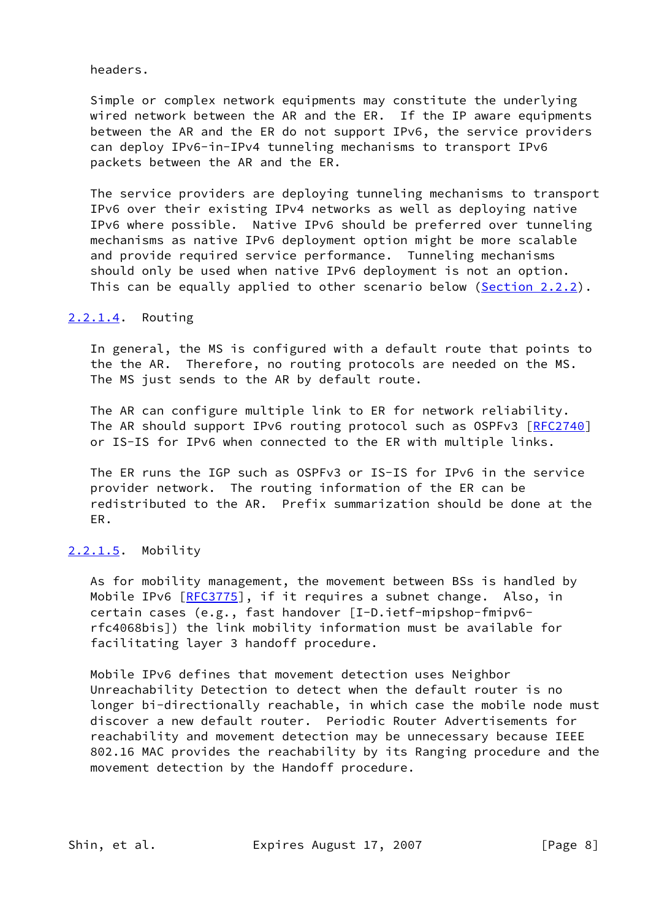headers.

Simple or complex network equipments may constitute the underlying wired network between the AR and the ER. If the IP aware equipments between the AR and the ER do not support IPv6, the service providers can deploy IPv6-in-IPv4 tunneling mechanisms to transport IPv6 packets between the AR and the ER.

The service providers are deploying tunneling mechanisms to transport IPv6 over their existing IPv4 networks as well as deploying native IPv6 where possible. Native IPv6 should be preferred over tunneling mechanisms as native IPv6 deployment option might be more scalable and provide required service performance. Tunneling mechanisms should only be used when native IPv6 deployment is not an option. This can be equally applied to other scenario below (Section 2.2.2).

#### 2.2.1.4. Routing

In general, the MS is configured with a default route that points to the the AR. Therefore, no routing protocols are needed on the MS. The MS just sends to the AR by default route.

The AR can configure multiple link to ER for network reliability. The AR should support IPv6 routing protocol such as OSPFv3 [RFC2740] or IS-IS for IPv6 when connected to the ER with multiple links.

The ER runs the IGP such as OSPFv3 or IS-IS for IPv6 in the service provider network. The routing information of the ER can be redistributed to the AR. Prefix summarization should be done at the ER.

#### 2.2.1.5. Mobility

As for mobility management, the movement between BSs is handled by Mobile IPv6 [RFC3775], if it requires a subnet change. Also, in certain cases (e.g., fast handover [I-D.ietf-mipshop-fmipv6-rfc4068bis]) the link mobility information must be available for facilitating layer 3 handoff procedure.

Mobile IPv6 defines that movement detection uses Neighbor Unreachability Detection to detect when the default router is no longer bi-directionally reachable, in which case the mobile node must discover a new default router. Periodic Router Advertisements for reachability and movement detection may be unnecessary because IEEE 802.16 MAC provides the reachability by its Ranging procedure and the movement detection by the Handoff procedure.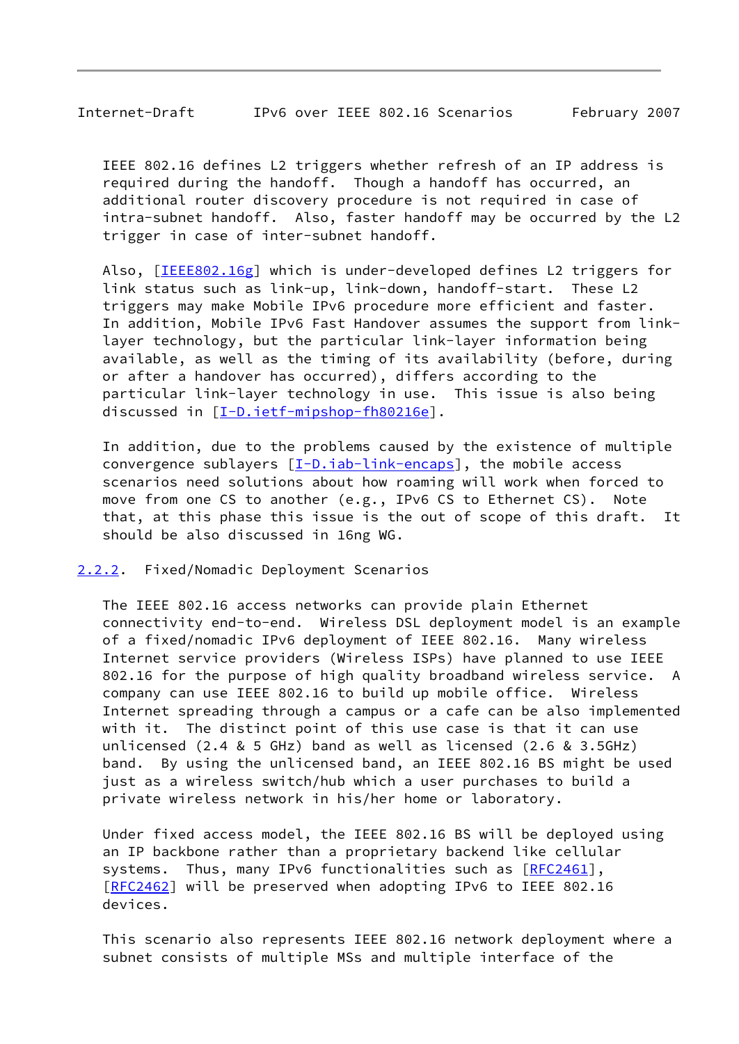IEEE 802.16 defines L2 triggers whether refresh of an IP address is required during the handoff. Though a handoff has occurred, an additional router discovery procedure is not required in case of intra-subnet handoff. Also, faster handoff may be occurred by the L2 trigger in case of inter-subnet handoff.

Also, [IEEE802.16g] which is under-developed defines L2 triggers for link status such as link-up, link-down, handoff-start. These L2 triggers may make Mobile IPv6 procedure more efficient and faster. In addition, Mobile IPv6 Fast Handover assumes the support from link-layer technology, but the particular link-layer information being available, as well as the timing of its availability (before, during or after a handover has occurred), differs according to the particular link-layer technology in use. This issue is also being discussed in [I-D.ietf-mipshop-fh80216e].

In addition, due to the problems caused by the existence of multiple convergence sublayers [I-D.iab-link-encaps], the mobile access scenarios need solutions about how roaming will work when forced to move from one CS to another (e.g., IPv6 CS to Ethernet CS). Note that, at this phase this issue is the out of scope of this draft. It should be also discussed in 16ng WG.

### 2.2.2. Fixed/Nomadic Deployment Scenarios

The IEEE 802.16 access networks can provide plain Ethernet connectivity end-to-end. Wireless DSL deployment model is an example of a fixed/nomadic IPv6 deployment of IEEE 802.16. Many wireless Internet service providers (Wireless ISPs) have planned to use IEEE 802.16 for the purpose of high quality broadband wireless service. A company can use IEEE 802.16 to build up mobile office. Wireless Internet spreading through a campus or a cafe can be also implemented with it. The distinct point of this use case is that it can use unlicensed (2.4 & 5 GHz) band as well as licensed (2.6 & 3.5GHz) band. By using the unlicensed band, an IEEE 802.16 BS might be used just as a wireless switch/hub which a user purchases to build a private wireless network in his/her home or laboratory.

Under fixed access model, the IEEE 802.16 BS will be deployed using an IP backbone rather than a proprietary backend like cellular systems. Thus, many IPv6 functionalities such as [RFC2461], [RFC2462] will be preserved when adopting IPv6 to IEEE 802.16 devices.

This scenario also represents IEEE 802.16 network deployment where a subnet consists of multiple MSs and multiple interface of the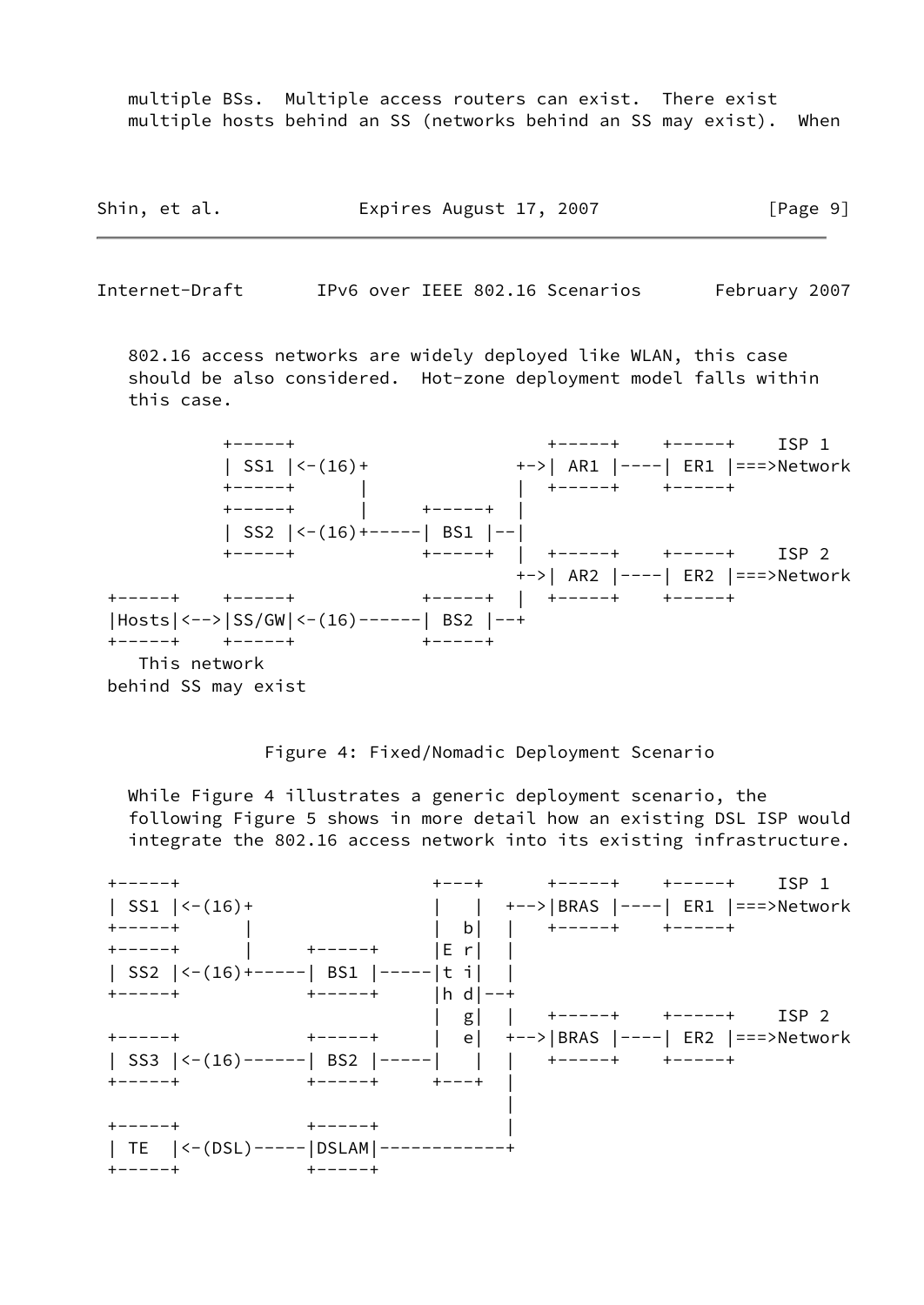multiple BSs. Multiple access routers can exist. There exist multiple hosts behind an SS (networks behind an SS may exist). When 802.16 access networks are widely deployed like WLAN, this case should be also considered. Hot-zone deployment model falls within this case.

```
          +-----+                       +-----+    +-----+    ISP 1
          | SS1 |<-(16)+             +->| AR1 |----| ER1 |===>Network
          +-----+      |             |  +-----+    +-----+
          +-----+      |     +-----+  |
          | SS2 |<-(16)+-----| BS1 |--|
          +-----+            +-----+  |  +-----+    +-----+    ISP 2
                                     +->| AR2 |----| ER2 |===>Network
+-----+    +-----+            +-----+  |  +-----+    +-----+
|Hosts|<-->|SS/GW|<-(16)------| BS2 |--+
+-----+    +-----+            +-----+
   This network
behind SS may exist
```

Figure 4: Fixed/Nomadic Deployment Scenario

While Figure 4 illustrates a generic deployment scenario, the following Figure 5 shows in more detail how an existing DSL ISP would integrate the 802.16 access network into its existing infrastructure.

```
+-----+                     +---+      +-----+    +-----+    ISP 1
| SS1 |<-(16)+              |   |  +-->|BRAS |----| ER1 |===>Network
+-----+      |              |  b|  |   +-----+    +-----+
+-----+      |     +-----+  |E r|  |
| SS2 |<-(16)+-----| BS1 |-----|t i|  |
+-----+            +-----+  |h d|--+
                            |  g|  |   +-----+    +-----+    ISP 2
+-----+            +-----+  |  e|  +-->|BRAS |----| ER2 |===>Network
| SS3 |<-(16)------| BS2 |-----|   |  |   +-----+    +-----+
+-----+            +-----+  +---+  |
                                   |
+-----+            +-----+         |
| TE  |<-(DSL)-----|DSLAM|------------+
+-----+            +-----+
```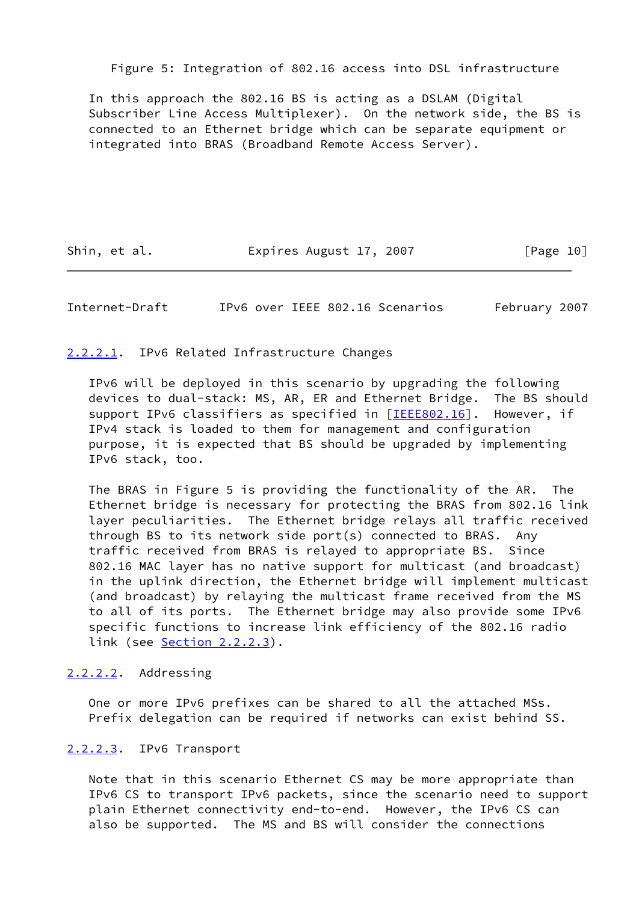Figure 5: Integration of 802.16 access into DSL infrastructure

In this approach the 802.16 BS is acting as a DSLAM (Digital Subscriber Line Access Multiplexer). On the network side, the BS is connected to an Ethernet bridge which can be separate equipment or integrated into BRAS (Broadband Remote Access Server).

#### 2.2.2.1. IPv6 Related Infrastructure Changes

IPv6 will be deployed in this scenario by upgrading the following devices to dual-stack: MS, AR, ER and Ethernet Bridge. The BS should support IPv6 classifiers as specified in [IEEE802.16]. However, if IPv4 stack is loaded to them for management and configuration purpose, it is expected that BS should be upgraded by implementing IPv6 stack, too.

The BRAS in Figure 5 is providing the functionality of the AR. The Ethernet bridge is necessary for protecting the BRAS from 802.16 link layer peculiarities. The Ethernet bridge relays all traffic received through BS to its network side port(s) connected to BRAS. Any traffic received from BRAS is relayed to appropriate BS. Since 802.16 MAC layer has no native support for multicast (and broadcast) in the uplink direction, the Ethernet bridge will implement multicast (and broadcast) by relaying the multicast frame received from the MS to all of its ports. The Ethernet bridge may also provide some IPv6 specific functions to increase link efficiency of the 802.16 radio link (see Section 2.2.2.3).

#### 2.2.2.2. Addressing

One or more IPv6 prefixes can be shared to all the attached MSs. Prefix delegation can be required if networks can exist behind SS.

#### 2.2.2.3. IPv6 Transport

Note that in this scenario Ethernet CS may be more appropriate than IPv6 CS to transport IPv6 packets, since the scenario need to support plain Ethernet connectivity end-to-end. However, the IPv6 CS can also be supported. The MS and BS will consider the connections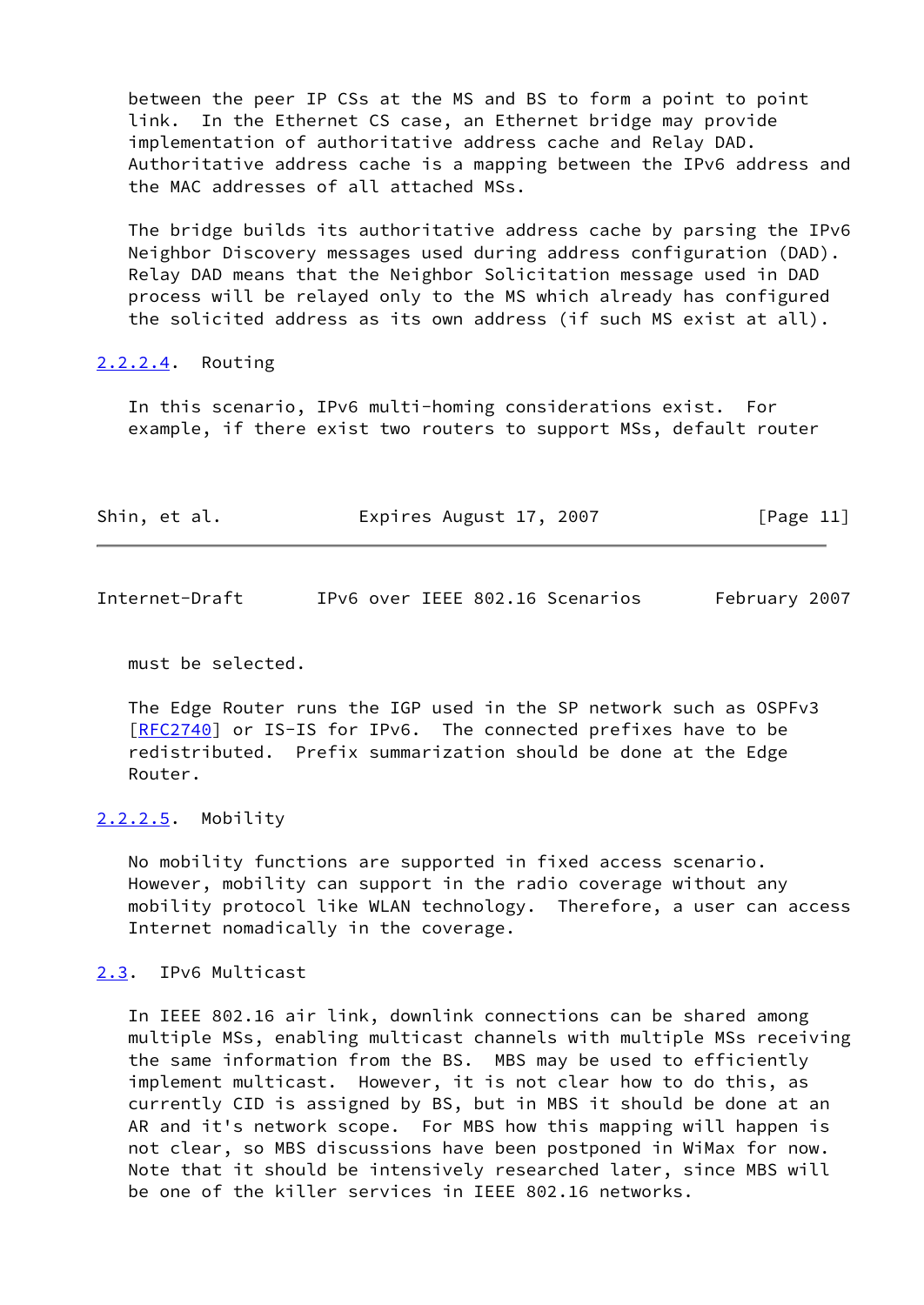between the peer IP CSs at the MS and BS to form a point to point link. In the Ethernet CS case, an Ethernet bridge may provide implementation of authoritative address cache and Relay DAD. Authoritative address cache is a mapping between the IPv6 address and the MAC addresses of all attached MSs.

The bridge builds its authoritative address cache by parsing the IPv6 Neighbor Discovery messages used during address configuration (DAD). Relay DAD means that the Neighbor Solicitation message used in DAD process will be relayed only to the MS which already has configured the solicited address as its own address (if such MS exist at all).

#### 2.2.2.4. Routing

In this scenario, IPv6 multi-homing considerations exist. For example, if there exist two routers to support MSs, default router must be selected.

The Edge Router runs the IGP used in the SP network such as OSPFv3 [RFC2740] or IS-IS for IPv6. The connected prefixes have to be redistributed. Prefix summarization should be done at the Edge Router.

#### 2.2.2.5. Mobility

No mobility functions are supported in fixed access scenario. However, mobility can support in the radio coverage without any mobility protocol like WLAN technology. Therefore, a user can access Internet nomadically in the coverage.

### 2.3. IPv6 Multicast

In IEEE 802.16 air link, downlink connections can be shared among multiple MSs, enabling multicast channels with multiple MSs receiving the same information from the BS. MBS may be used to efficiently implement multicast. However, it is not clear how to do this, as currently CID is assigned by BS, but in MBS it should be done at an AR and it's network scope. For MBS how this mapping will happen is not clear, so MBS discussions have been postponed in WiMax for now. Note that it should be intensively researched later, since MBS will be one of the killer services in IEEE 802.16 networks.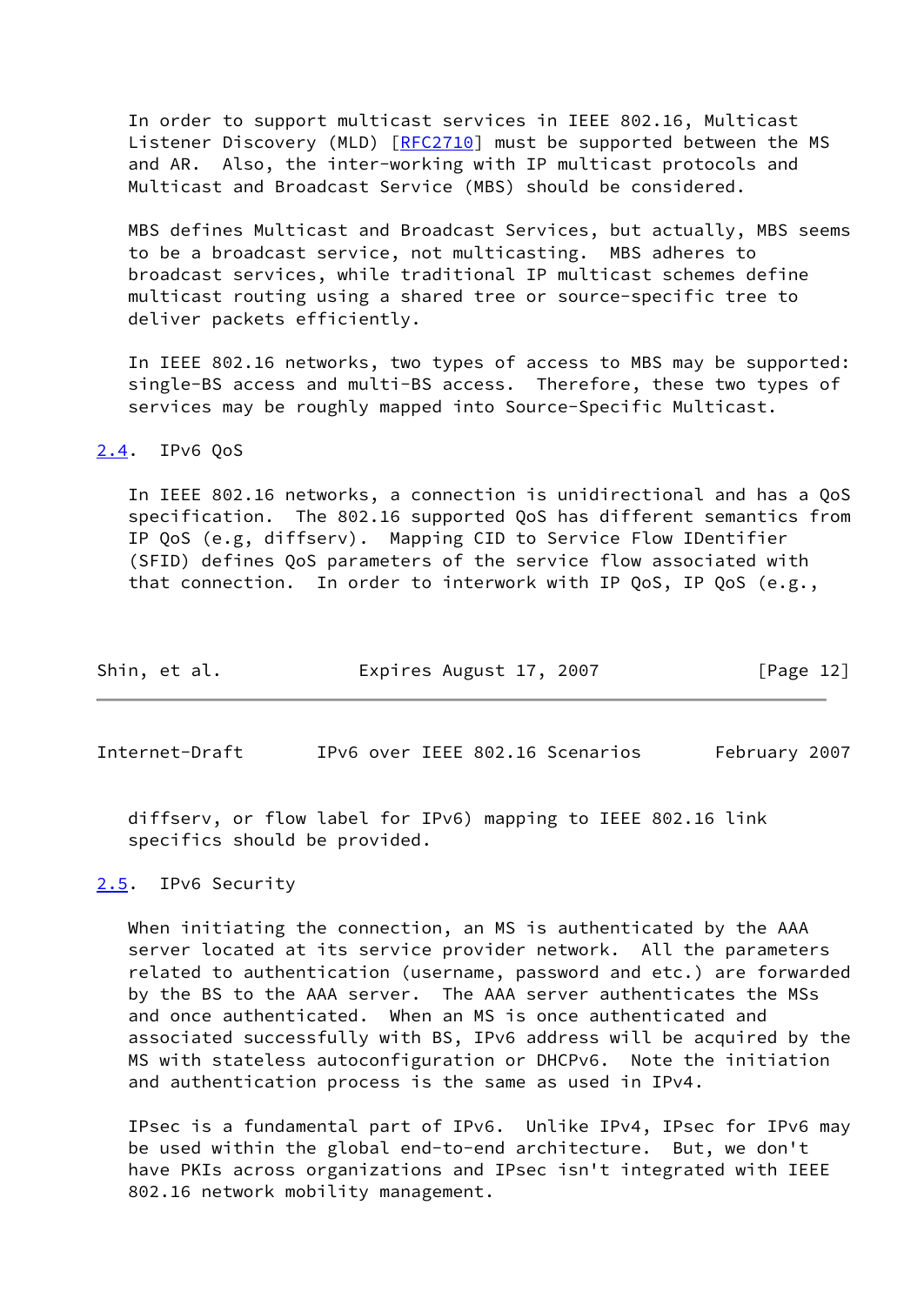In order to support multicast services in IEEE 802.16, Multicast Listener Discovery (MLD) [RFC2710] must be supported between the MS and AR. Also, the inter-working with IP multicast protocols and Multicast and Broadcast Service (MBS) should be considered.

MBS defines Multicast and Broadcast Services, but actually, MBS seems to be a broadcast service, not multicasting. MBS adheres to broadcast services, while traditional IP multicast schemes define multicast routing using a shared tree or source-specific tree to deliver packets efficiently.

In IEEE 802.16 networks, two types of access to MBS may be supported: single-BS access and multi-BS access. Therefore, these two types of services may be roughly mapped into Source-Specific Multicast.

## 2.4. IPv6 QoS

In IEEE 802.16 networks, a connection is unidirectional and has a QoS specification. The 802.16 supported QoS has different semantics from IP QoS (e.g, diffserv). Mapping CID to Service Flow IDentifier (SFID) defines QoS parameters of the service flow associated with that connection. In order to interwork with IP QoS, IP QoS (e.g., diffserv, or flow label for IPv6) mapping to IEEE 802.16 link specifics should be provided.

## 2.5. IPv6 Security

When initiating the connection, an MS is authenticated by the AAA server located at its service provider network. All the parameters related to authentication (username, password and etc.) are forwarded by the BS to the AAA server. The AAA server authenticates the MSs and once authenticated. When an MS is once authenticated and associated successfully with BS, IPv6 address will be acquired by the MS with stateless autoconfiguration or DHCPv6. Note the initiation and authentication process is the same as used in IPv4.

IPsec is a fundamental part of IPv6. Unlike IPv4, IPsec for IPv6 may be used within the global end-to-end architecture. But, we don't have PKIs across organizations and IPsec isn't integrated with IEEE 802.16 network mobility management.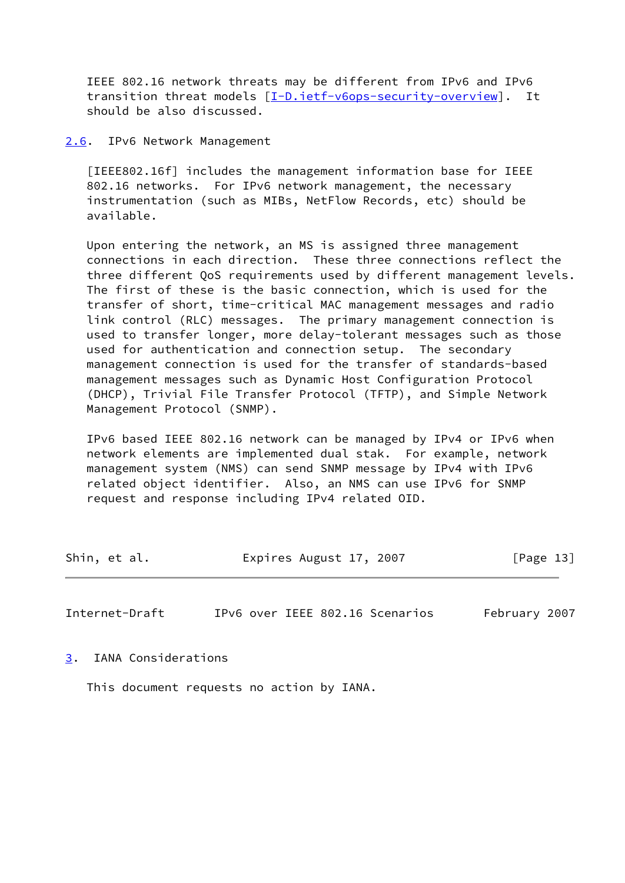IEEE 802.16 network threats may be different from IPv6 and IPv6 transition threat models [I-D.ietf-v6ops-security-overview]. It should be also discussed.

### 2.6. IPv6 Network Management

[IEEE802.16f] includes the management information base for IEEE 802.16 networks. For IPv6 network management, the necessary instrumentation (such as MIBs, NetFlow Records, etc) should be available.

Upon entering the network, an MS is assigned three management connections in each direction. These three connections reflect the three different QoS requirements used by different management levels. The first of these is the basic connection, which is used for the transfer of short, time-critical MAC management messages and radio link control (RLC) messages. The primary management connection is used to transfer longer, more delay-tolerant messages such as those used for authentication and connection setup. The secondary management connection is used for the transfer of standards-based management messages such as Dynamic Host Configuration Protocol (DHCP), Trivial File Transfer Protocol (TFTP), and Simple Network Management Protocol (SNMP).

IPv6 based IEEE 802.16 network can be managed by IPv4 or IPv6 when network elements are implemented dual stak. For example, network management system (NMS) can send SNMP message by IPv4 with IPv6 related object identifier. Also, an NMS can use IPv6 for SNMP request and response including IPv4 related OID.

## 3. IANA Considerations

This document requests no action by IANA.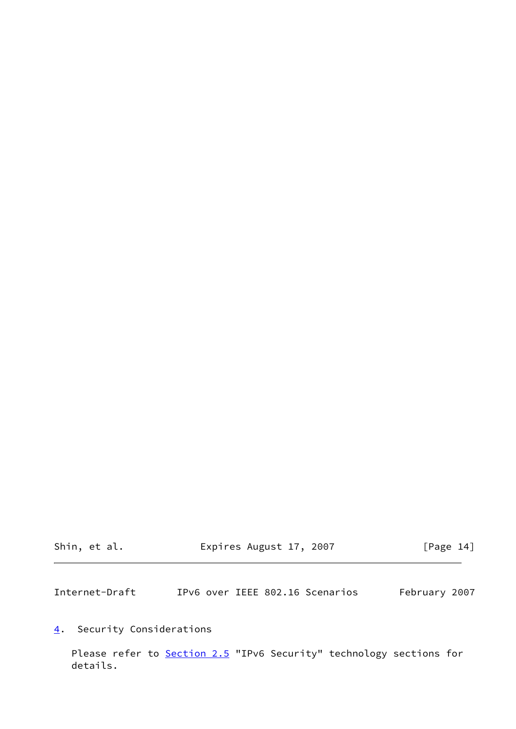## 4. Security Considerations

Please refer to Section 2.5 "IPv6 Security" technology sections for details.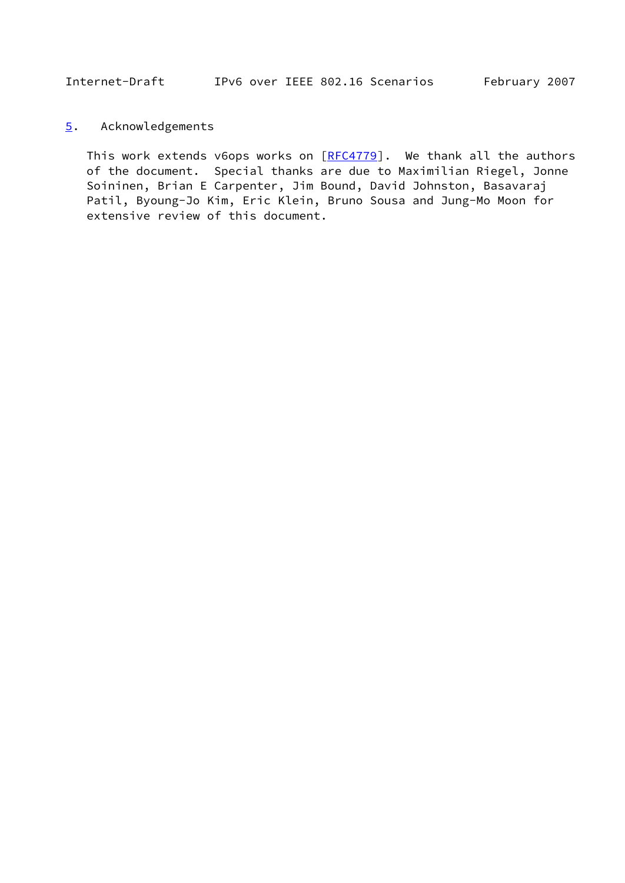## 5. Acknowledgements

This work extends v6ops works on [RFC4779]. We thank all the authors of the document. Special thanks are due to Maximilian Riegel, Jonne Soininen, Brian E Carpenter, Jim Bound, David Johnston, Basavaraj Patil, Byoung-Jo Kim, Eric Klein, Bruno Sousa and Jung-Mo Moon for extensive review of this document.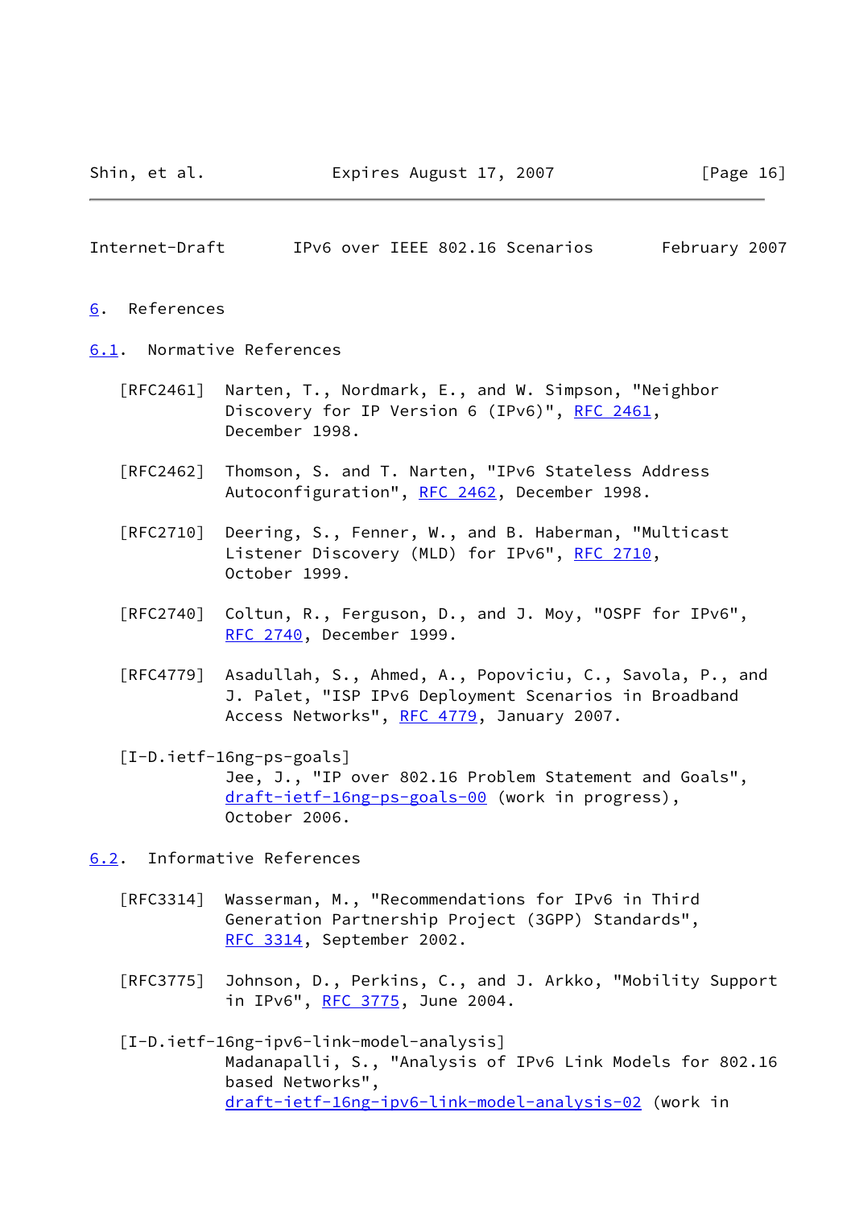## 6. References

### 6.1. Normative References

[RFC2461] Narten, T., Nordmark, E., and W. Simpson, "Neighbor Discovery for IP Version 6 (IPv6)", RFC 2461, December 1998.

[RFC2462] Thomson, S. and T. Narten, "IPv6 Stateless Address Autoconfiguration", RFC 2462, December 1998.

[RFC2710] Deering, S., Fenner, W., and B. Haberman, "Multicast Listener Discovery (MLD) for IPv6", RFC 2710, October 1999.

[RFC2740] Coltun, R., Ferguson, D., and J. Moy, "OSPF for IPv6", RFC 2740, December 1999.

[RFC4779] Asadullah, S., Ahmed, A., Popoviciu, C., Savola, P., and J. Palet, "ISP IPv6 Deployment Scenarios in Broadband Access Networks", RFC 4779, January 2007.

[I-D.ietf-16ng-ps-goals]
Jee, J., "IP over 802.16 Problem Statement and Goals", draft-ietf-16ng-ps-goals-00 (work in progress), October 2006.

### 6.2. Informative References

[RFC3314] Wasserman, M., "Recommendations for IPv6 in Third Generation Partnership Project (3GPP) Standards", RFC 3314, September 2002.

[RFC3775] Johnson, D., Perkins, C., and J. Arkko, "Mobility Support in IPv6", RFC 3775, June 2004.

[I-D.ietf-16ng-ipv6-link-model-analysis]
Madanapalli, S., "Analysis of IPv6 Link Models for 802.16 based Networks", draft-ietf-16ng-ipv6-link-model-analysis-02 (work in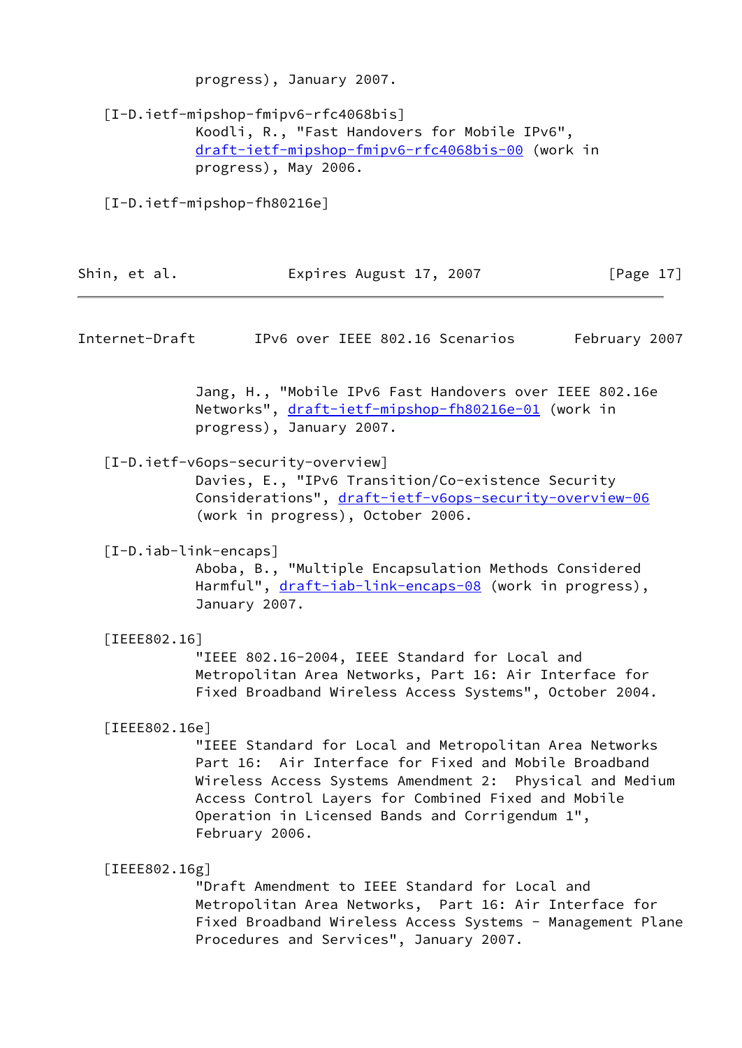progress), January 2007.

[I-D.ietf-mipshop-fmipv6-rfc4068bis]
Koodli, R., "Fast Handovers for Mobile IPv6", draft-ietf-mipshop-fmipv6-rfc4068bis-00 (work in progress), May 2006.

[I-D.ietf-mipshop-fh80216e]
Jang, H., "Mobile IPv6 Fast Handovers over IEEE 802.16e Networks", draft-ietf-mipshop-fh80216e-01 (work in progress), January 2007.

[I-D.ietf-v6ops-security-overview]
Davies, E., "IPv6 Transition/Co-existence Security Considerations", draft-ietf-v6ops-security-overview-06 (work in progress), October 2006.

[I-D.iab-link-encaps]
Aboba, B., "Multiple Encapsulation Methods Considered Harmful", draft-iab-link-encaps-08 (work in progress), January 2007.

[IEEE802.16]
"IEEE 802.16-2004, IEEE Standard for Local and Metropolitan Area Networks, Part 16: Air Interface for Fixed Broadband Wireless Access Systems", October 2004.

[IEEE802.16e]
"IEEE Standard for Local and Metropolitan Area Networks Part 16: Air Interface for Fixed and Mobile Broadband Wireless Access Systems Amendment 2: Physical and Medium Access Control Layers for Combined Fixed and Mobile Operation in Licensed Bands and Corrigendum 1", February 2006.

[IEEE802.16g]
"Draft Amendment to IEEE Standard for Local and Metropolitan Area Networks, Part 16: Air Interface for Fixed Broadband Wireless Access Systems - Management Plane Procedures and Services", January 2007.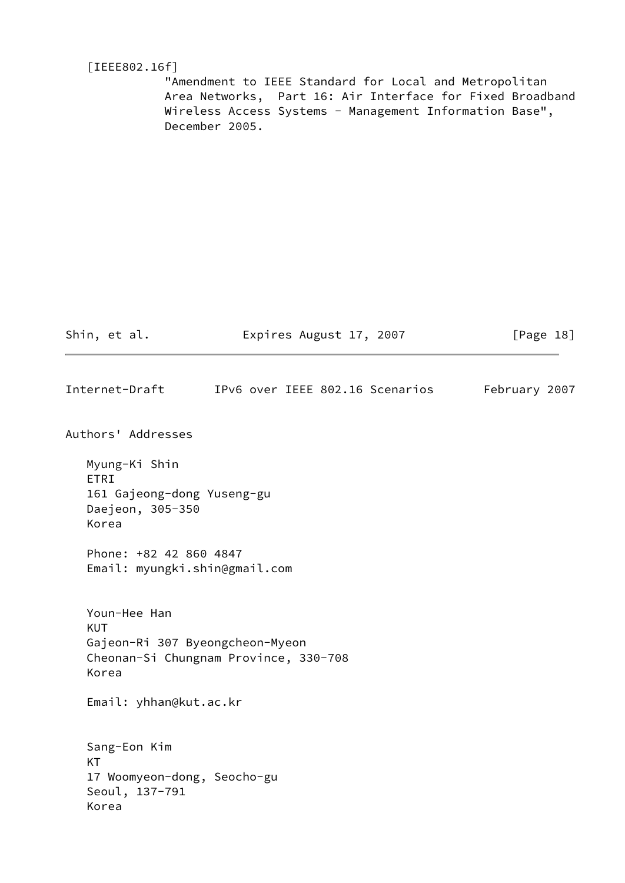[IEEE802.16f]
"Amendment to IEEE Standard for Local and Metropolitan Area Networks, Part 16: Air Interface for Fixed Broadband Wireless Access Systems - Management Information Base", December 2005.

## Authors' Addresses

Myung-Ki Shin
ETRI
161 Gajeong-dong Yuseng-gu
Daejeon, 305-350
Korea

Phone: +82 42 860 4847
Email: myungki.shin@gmail.com

Youn-Hee Han
KUT
Gajeon-Ri 307 Byeongcheon-Myeon
Cheonan-Si Chungnam Province, 330-708
Korea

Email: yhhan@kut.ac.kr

Sang-Eon Kim
KT
17 Woomyeon-dong, Seocho-gu
Seoul, 137-791
Korea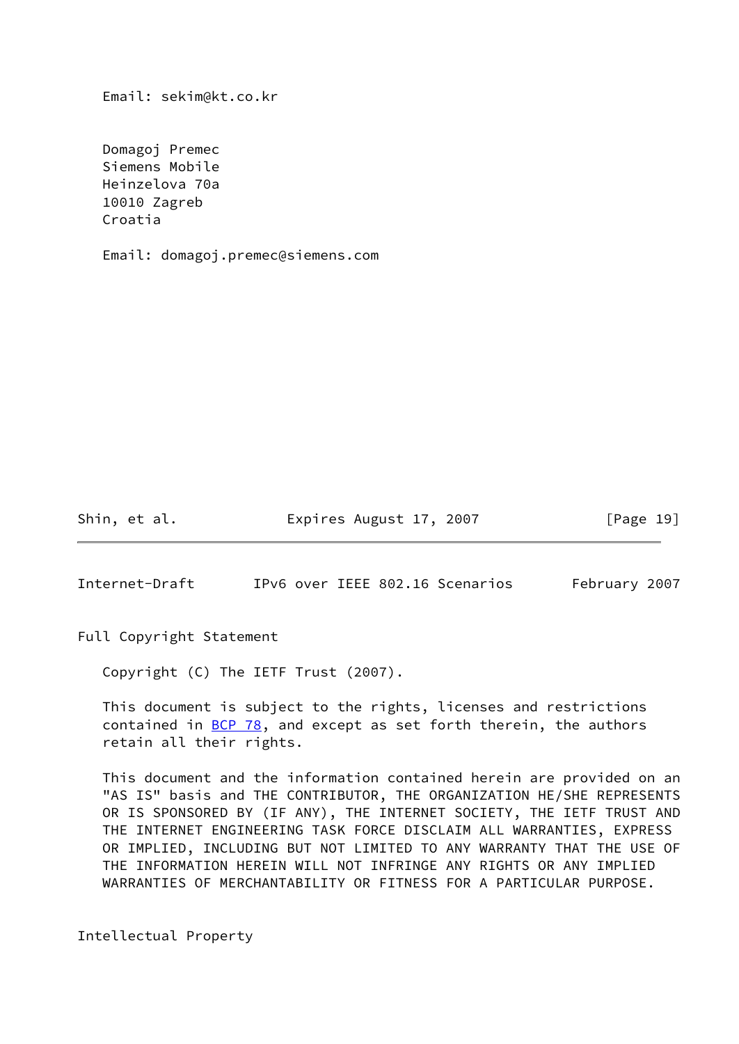Email: sekim@kt.co.kr

Domagoj Premec
Siemens Mobile
Heinzelova 70a
10010 Zagreb
Croatia

Email: domagoj.premec@siemens.com

## Full Copyright Statement

Copyright (C) The IETF Trust (2007).

This document is subject to the rights, licenses and restrictions contained in BCP 78, and except as set forth therein, the authors retain all their rights.

This document and the information contained herein are provided on an "AS IS" basis and THE CONTRIBUTOR, THE ORGANIZATION HE/SHE REPRESENTS OR IS SPONSORED BY (IF ANY), THE INTERNET SOCIETY, THE IETF TRUST AND THE INTERNET ENGINEERING TASK FORCE DISCLAIM ALL WARRANTIES, EXPRESS OR IMPLIED, INCLUDING BUT NOT LIMITED TO ANY WARRANTY THAT THE USE OF THE INFORMATION HEREIN WILL NOT INFRINGE ANY RIGHTS OR ANY IMPLIED WARRANTIES OF MERCHANTABILITY OR FITNESS FOR A PARTICULAR PURPOSE.

## Intellectual Property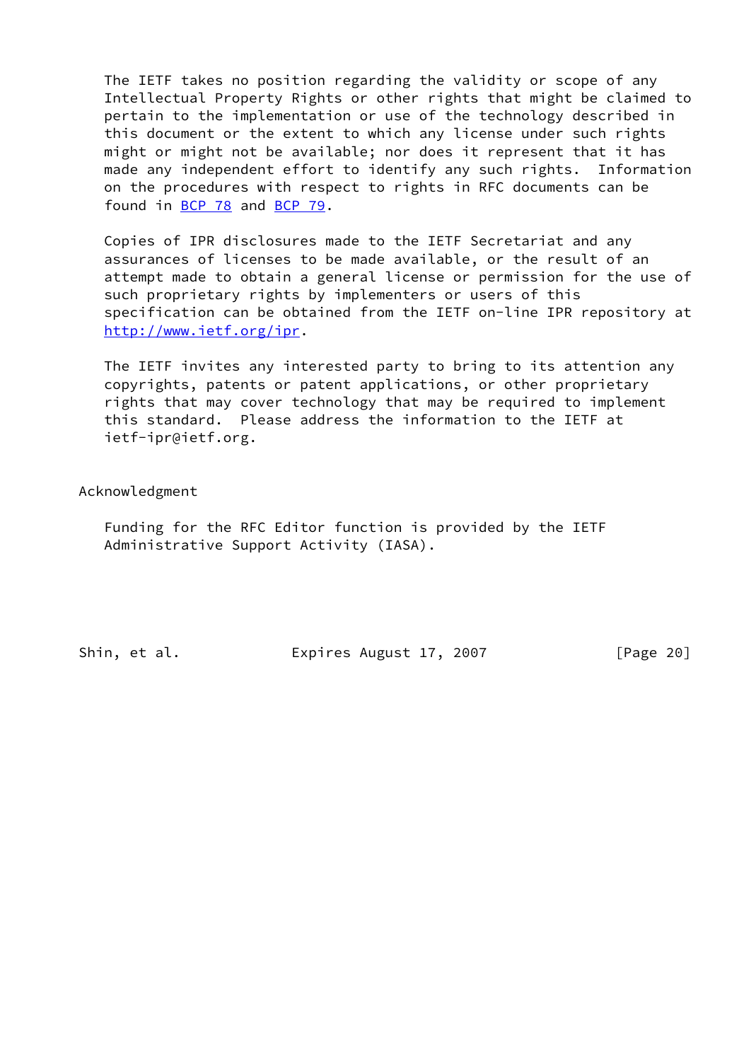The IETF takes no position regarding the validity or scope of any Intellectual Property Rights or other rights that might be claimed to pertain to the implementation or use of the technology described in this document or the extent to which any license under such rights might or might not be available; nor does it represent that it has made any independent effort to identify any such rights. Information on the procedures with respect to rights in RFC documents can be found in BCP 78 and BCP 79.

Copies of IPR disclosures made to the IETF Secretariat and any assurances of licenses to be made available, or the result of an attempt made to obtain a general license or permission for the use of such proprietary rights by implementers or users of this specification can be obtained from the IETF on-line IPR repository at http://www.ietf.org/ipr.

The IETF invites any interested party to bring to its attention any copyrights, patents or patent applications, or other proprietary rights that may cover technology that may be required to implement this standard. Please address the information to the IETF at ietf-ipr@ietf.org.

## Acknowledgment

Funding for the RFC Editor function is provided by the IETF Administrative Support Activity (IASA).